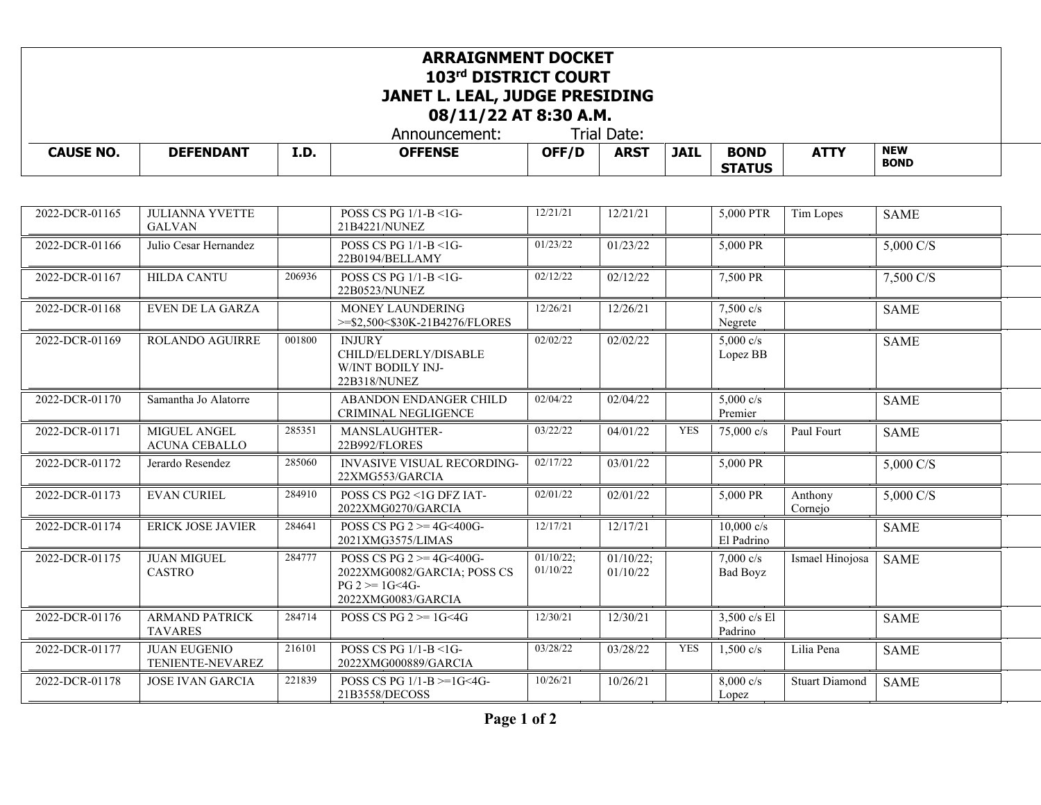# ARRAIGNMENT DOCKET

# 103rd DISTRICT COURT

# JANET L. LEAL, JUDGE PRESIDING

# 08/11/22 AT 8:30 A.M.

Announcement: Trial Date:

| CAUSE NO. | DEFENDANT | I.D. | OFFENSE | OFF/D | ARST | JAIL | BOND STATUS | ATTY | NEW BOND |
|---|---|---|---|---|---|---|---|---|---|
| 2022-DCR-01165 | JULIANNA YVETTE GALVAN | | POSS CS PG 1/1-B <1G-21B4221/NUNEZ | 12/21/21 | 12/21/21 | | 5,000 PTR | Tim Lopes | SAME |
| 2022-DCR-01166 | Julio Cesar Hernandez | | POSS CS PG 1/1-B <1G-22B0194/BELLAMY | 01/23/22 | 01/23/22 | | 5,000 PR | | 5,000 C/S |
| 2022-DCR-01167 | HILDA CANTU | 206936 | POSS CS PG 1/1-B <1G-22B0523/NUNEZ | 02/12/22 | 02/12/22 | | 7,500 PR | | 7,500 C/S |
| 2022-DCR-01168 | EVEN DE LA GARZA | | MONEY LAUNDERING >=$2,500<$30K-21B4276/FLORES | 12/26/21 | 12/26/21 | | 7,500 c/s Negrete | | SAME |
| 2022-DCR-01169 | ROLANDO AGUIRRE | 001800 | INJURY CHILD/ELDERLY/DISABLE W/INT BODILY INJ-22B318/NUNEZ | 02/02/22 | 02/02/22 | | 5,000 c/s Lopez BB | | SAME |
| 2022-DCR-01170 | Samantha Jo Alatorre | | ABANDON ENDANGER CHILD CRIMINAL NEGLIGENCE | 02/04/22 | 02/04/22 | | 5,000 c/s Premier | | SAME |
| 2022-DCR-01171 | MIGUEL ANGEL ACUNA CEBALLO | 285351 | MANSLAUGHTER-22B992/FLORES | 03/22/22 | 04/01/22 | YES | 75,000 c/s | Paul Fourt | SAME |
| 2022-DCR-01172 | Jerardo Resendez | 285060 | INVASIVE VISUAL RECORDING-22XMG553/GARCIA | 02/17/22 | 03/01/22 | | 5,000 PR | | 5,000 C/S |
| 2022-DCR-01173 | EVAN CURIEL | 284910 | POSS CS PG2 <1G DFZ IAT-2022XMG0270/GARCIA | 02/01/22 | 02/01/22 | | 5,000 PR | Anthony Cornejo | 5,000 C/S |
| 2022-DCR-01174 | ERICK JOSE JAVIER | 284641 | POSS CS PG 2 >= 4G<400G-2021XMG3575/LIMAS | 12/17/21 | 12/17/21 | | 10,000 c/s El Padrino | | SAME |
| 2022-DCR-01175 | JUAN MIGUEL CASTRO | 284777 | POSS CS PG 2 >= 4G<400G-2022XMG0082/GARCIA; POSS CS PG 2 >= 1G<4G-2022XMG0083/GARCIA | 01/10/22; 01/10/22 | 01/10/22; 01/10/22 | | 7,000 c/s Bad Boyz | Ismael Hinojosa | SAME |
| 2022-DCR-01176 | ARMAND PATRICK TAVARES | 284714 | POSS CS PG 2 >= 1G<4G | 12/30/21 | 12/30/21 | | 3,500 c/s El Padrino | | SAME |
| 2022-DCR-01177 | JUAN EUGENIO TENIENTE-NEVAREZ | 216101 | POSS CS PG 1/1-B <1G-2022XMG000889/GARCIA | 03/28/22 | 03/28/22 | YES | 1,500 c/s | Lilia Pena | SAME |
| 2022-DCR-01178 | JOSE IVAN GARCIA | 221839 | POSS CS PG 1/1-B >=1G<4G-21B3558/DECOSS | 10/26/21 | 10/26/21 | | 8,000 c/s Lopez | Stuart Diamond | SAME |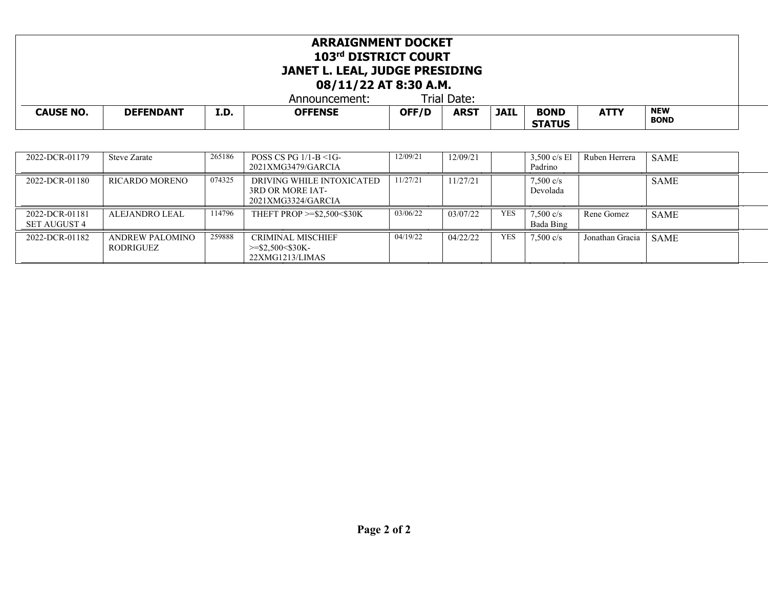# ARRAIGNMENT DOCKET
## 103rd DISTRICT COURT
## JANET L. LEAL, JUDGE PRESIDING
## 08/11/22 AT 8:30 A.M.

Announcement: Trial Date:

| CAUSE NO. | DEFENDANT | I.D. | OFFENSE | OFF/D | ARST | JAIL | BOND STATUS | ATTY | NEW BOND |
|---|---|---|---|---|---|---|---|---|---|
| 2022-DCR-01179 | Steve Zarate | 265186 | POSS CS PG 1/1-B <1G-2021XMG3479/GARCIA | 12/09/21 | 12/09/21 | | 3,500 c/s El Padrino | Ruben Herrera | SAME |
| 2022-DCR-01180 | RICARDO MORENO | 074325 | DRIVING WHILE INTOXICATED 3RD OR MORE IAT-2021XMG3324/GARCIA | 11/27/21 | 11/27/21 | | 7,500 c/s Devolada | | SAME |
| 2022-DCR-01181 SET AUGUST 4 | ALEJANDRO LEAL | 114796 | THEFT PROP >=$2,500<$30K | 03/06/22 | 03/07/22 | YES | 7,500 c/s Bada Bing | Rene Gomez | SAME |
| 2022-DCR-01182 | ANDREW PALOMINO RODRIGUEZ | 259888 | CRIMINAL MISCHIEF >=$2,500<$30K-22XMG1213/LIMAS | 04/19/22 | 04/22/22 | YES | 7,500 c/s | Jonathan Gracia | SAME |